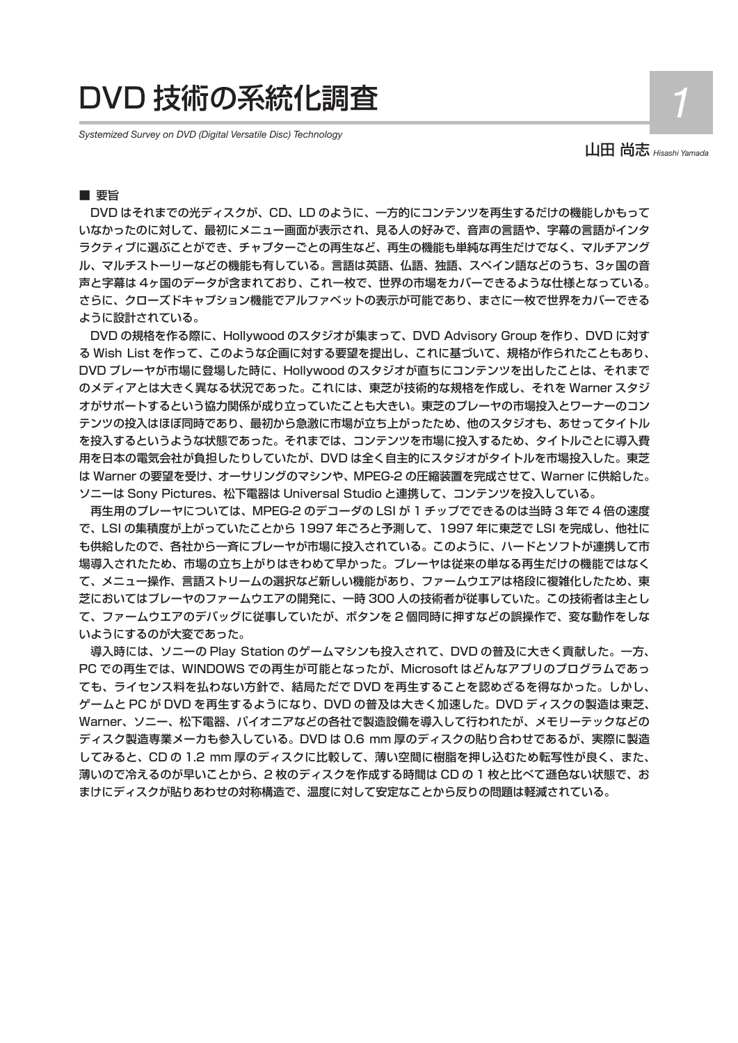# DVD 技術の系統化調査

*Systemized Survey on DVD (Digital Versatile Disc) Technology*

山田 尚志 *Hisashi Yamada*

## ■ 要旨

DVD はそれまでの光ディスクが、CD、LD のように、一方的にコンテンツを再生するだけの機能しかもっていなかったのに対して、最初にメニュー画面が表示され、見る人の好みで、音声の言語や、字幕の言語がインタラクティブに選ぶことができ、チャプターごとの再生など、再生の機能も単純な再生だけでなく、マルチアングル、マルチストーリーなどの機能も有している。言語は英語、仏語、独語、スペイン語などのうち、3ヶ国の音声と字幕は 4ヶ国のデータが含まれており、これ一枚で、世界の市場をカバーできるような仕様となっている。さらに、クローズドキャプション機能でアルファベットの表示が可能であり、まさに一枚で世界をカバーできるように設計されている。

DVD の規格を作る際に、Hollywood のスタジオが集まって、DVD Advisory Group を作り、DVD に対する Wish List を作って、このような企画に対する要望を提出し、これに基づいて、規格が作られたこともあり、DVD プレーヤが市場に登場した時に、Hollywood のスタジオが直ちにコンテンツを出したことは、それまでのメディアとは大きく異なる状況であった。これには、東芝が技術的な規格を作成し、それを Warner スタジオがサポートするという協力関係が成り立っていたことも大きい。東芝のプレーヤの市場投入とワーナーのコンテンツの投入はほぼ同時であり、最初から急激に市場が立ち上がったため、他のスタジオも、あせってタイトルを投入するというような状態であった。それまでは、コンテンツを市場に投入するため、タイトルごとに導入費用を日本の電気会社が負担したりしていたが、DVD は全く自主的にスタジオがタイトルを市場投入した。東芝は Warner の要望を受け、オーサリングのマシンや、MPEG-2 の圧縮装置を完成させて、Warner に供給した。ソニーは Sony Pictures、松下電器は Universal Studio と連携して、コンテンツを投入している。

再生用のプレーヤについては、MPEG-2 のデコーダの LSI が 1 チップでできるのは当時 3 年で 4 倍の速度で、LSI の集積度が上がっていたことから 1997 年ごろと予測して、1997 年に東芝で LSI を完成し、他社にも供給したので、各社から一斉にプレーヤが市場に投入されている。このように、ハードとソフトが連携して市場導入されたため、市場の立ち上がりはきわめて早かった。プレーヤは従来の単なる再生だけの機能ではなくて、メニュー操作、言語ストリームの選択など新しい機能があり、ファームウエアは格段に複雑化したため、東芝においてはプレーヤのファームウエアの開発に、一時 300 人の技術者が従事していた。この技術者は主として、ファームウエアのデバッグに従事していたが、ボタンを 2 個同時に押すなどの誤操作で、変な動作をしないようにするのが大変であった。

導入時には、ソニーの Play Station のゲームマシンも投入されて、DVD の普及に大きく貢献した。一方、PC での再生では、WINDOWS での再生が可能となったが、Microsoft はどんなアプリのプログラムであっても、ライセンス料を払わない方針で、結局ただで DVD を再生することを認めざるを得なかった。しかし、ゲームと PC が DVD を再生するようになり、DVD の普及は大きく加速した。DVD ディスクの製造は東芝、Warner、ソニー、松下電器、パイオニアなどの各社で製造設備を導入して行われたが、メモリーテックなどのディスク製造専業メーカも参入している。DVD は 0.6 mm 厚のディスクの貼り合わせであるが、実際に製造してみると、CD の 1.2 mm 厚のディスクに比較して、薄い空間に樹脂を押し込むため転写性が良く、また、薄いので冷えるのが早いことから、2 枚のディスクを作成する時間は CD の 1 枚と比べて遜色ない状態で、おまけにディスクが貼りあわせの対称構造で、温度に対して安定なことから反りの問題は軽減されている。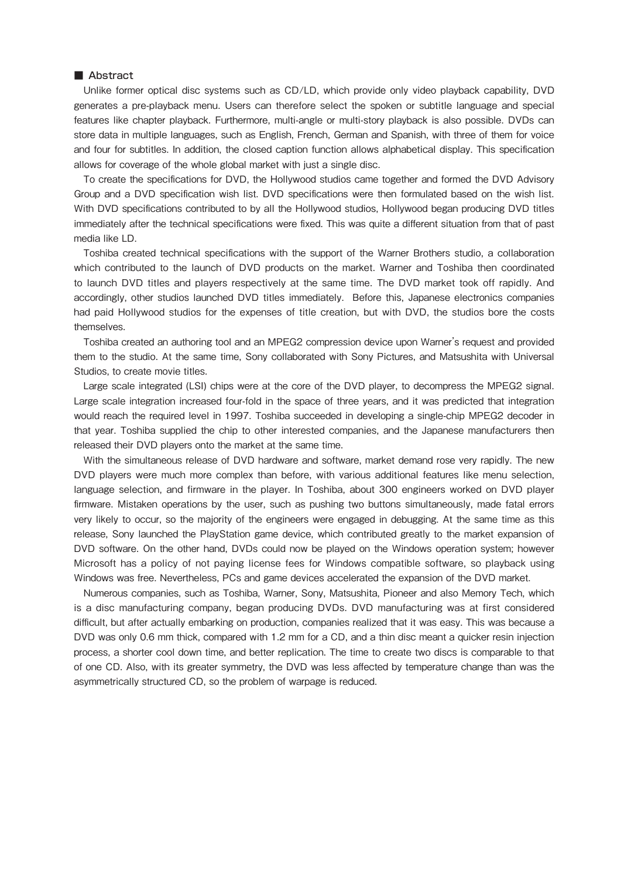## ■ Abstract

Unlike former optical disc systems such as CD/LD, which provide only video playback capability, DVD generates a pre-playback menu. Users can therefore select the spoken or subtitle language and special features like chapter playback. Furthermore, multi-angle or multi-story playback is also possible. DVDs can store data in multiple languages, such as English, French, German and Spanish, with three of them for voice and four for subtitles. In addition, the closed caption function allows alphabetical display. This specification allows for coverage of the whole global market with just a single disc.

To create the specifications for DVD, the Hollywood studios came together and formed the DVD Advisory Group and a DVD specification wish list. DVD specifications were then formulated based on the wish list. With DVD specifications contributed to by all the Hollywood studios, Hollywood began producing DVD titles immediately after the technical specifications were fixed. This was quite a different situation from that of past media like LD.

Toshiba created technical specifications with the support of the Warner Brothers studio, a collaboration which contributed to the launch of DVD products on the market. Warner and Toshiba then coordinated to launch DVD titles and players respectively at the same time. The DVD market took off rapidly. And accordingly, other studios launched DVD titles immediately. Before this, Japanese electronics companies had paid Hollywood studios for the expenses of title creation, but with DVD, the studios bore the costs themselves.

Toshiba created an authoring tool and an MPEG2 compression device upon Warner's request and provided them to the studio. At the same time, Sony collaborated with Sony Pictures, and Matsushita with Universal Studios, to create movie titles.

Large scale integrated (LSI) chips were at the core of the DVD player, to decompress the MPEG2 signal. Large scale integration increased four-fold in the space of three years, and it was predicted that integration would reach the required level in 1997. Toshiba succeeded in developing a single-chip MPEG2 decoder in that year. Toshiba supplied the chip to other interested companies, and the Japanese manufacturers then released their DVD players onto the market at the same time.

With the simultaneous release of DVD hardware and software, market demand rose very rapidly. The new DVD players were much more complex than before, with various additional features like menu selection, language selection, and firmware in the player. In Toshiba, about 300 engineers worked on DVD player firmware. Mistaken operations by the user, such as pushing two buttons simultaneously, made fatal errors very likely to occur, so the majority of the engineers were engaged in debugging. At the same time as this release, Sony launched the PlayStation game device, which contributed greatly to the market expansion of DVD software. On the other hand, DVDs could now be played on the Windows operation system; however Microsoft has a policy of not paying license fees for Windows compatible software, so playback using Windows was free. Nevertheless, PCs and game devices accelerated the expansion of the DVD market.

Numerous companies, such as Toshiba, Warner, Sony, Matsushita, Pioneer and also Memory Tech, which is a disc manufacturing company, began producing DVDs. DVD manufacturing was at first considered difficult, but after actually embarking on production, companies realized that it was easy. This was because a DVD was only 0.6 mm thick, compared with 1.2 mm for a CD, and a thin disc meant a quicker resin injection process, a shorter cool down time, and better replication. The time to create two discs is comparable to that of one CD. Also, with its greater symmetry, the DVD was less affected by temperature change than was the asymmetrically structured CD, so the problem of warpage is reduced.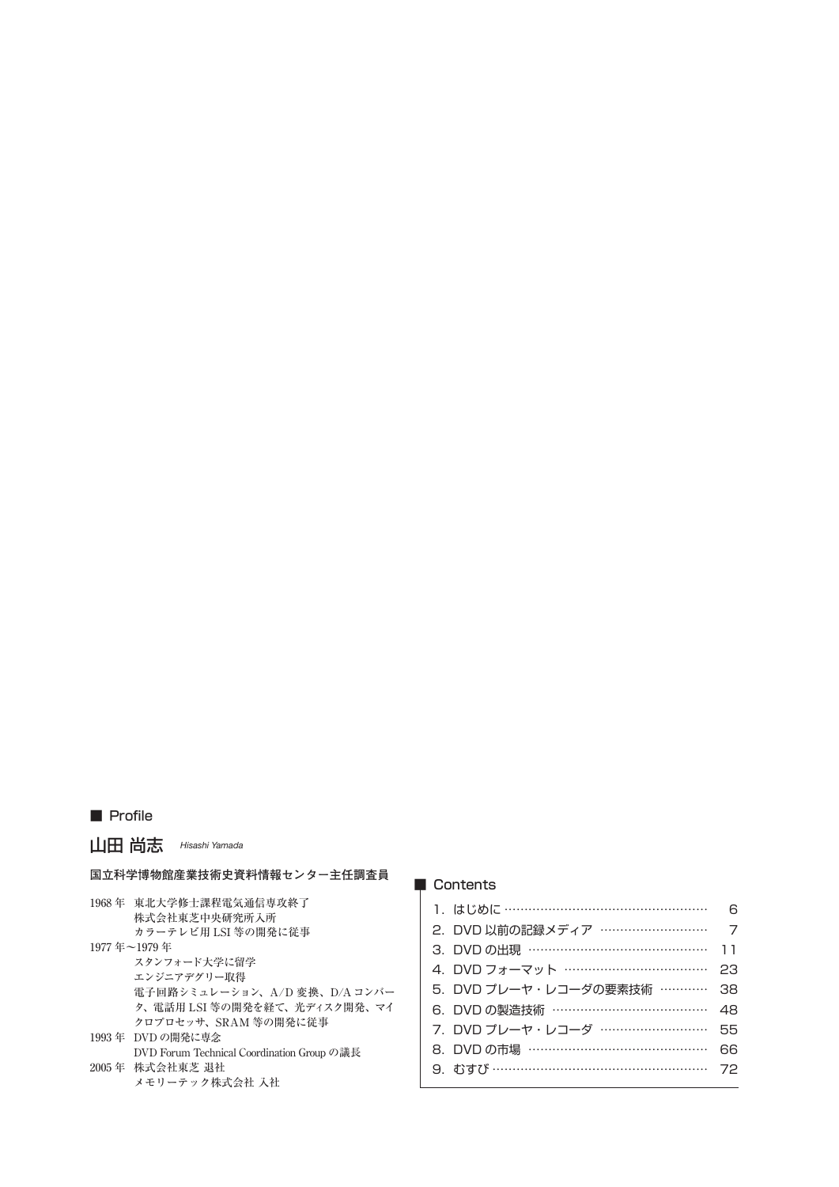## ■ Profile

## 山田 尚志 *Hisashi Yamada*

**国立科学博物館産業技術史資料情報センター主任調査員**

1968 年 東北大学修士課程電気通信専攻終了
株式会社東芝中央研究所入所
カラーテレビ用 LSI 等の開発に従事

1977 年～1979 年
スタンフォード大学に留学
エンジニアデグリー取得
電子回路シミュレーション、A/D 変換、D/A コンバータ、電話用 LSI 等の開発を経て、光ディスク開発、マイクロプロセッサ、SRAM 等の開発に従事

1993 年 DVD の開発に専念
DVD Forum Technical Coordination Group の議長

2005 年 株式会社東芝 退社
メモリーテック株式会社 入社

## ■ Contents

| | |
|---|---|
| 1. はじめに | 6 |
| 2. DVD 以前の記録メディア | 7 |
| 3. DVD の出現 | 11 |
| 4. DVD フォーマット | 23 |
| 5. DVD プレーヤ・レコーダの要素技術 | 38 |
| 6. DVD の製造技術 | 48 |
| 7. DVD プレーヤ・レコーダ | 55 |
| 8. DVD の市場 | 66 |
| 9. むすび | 72 |